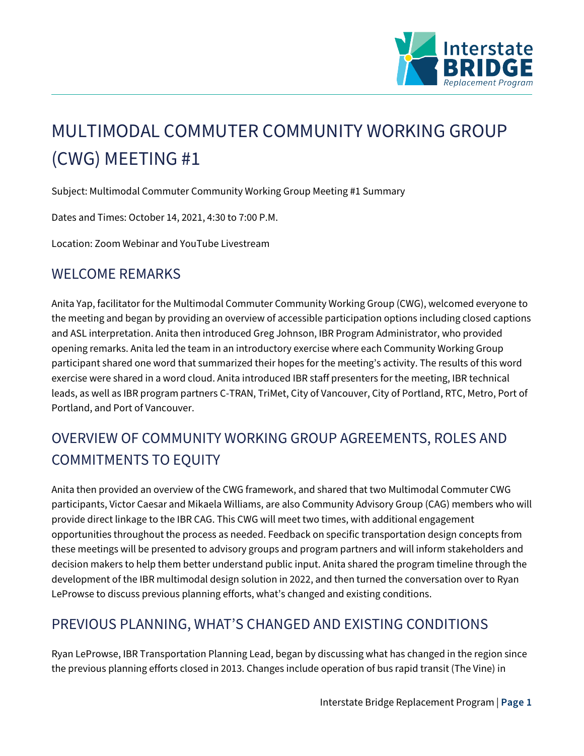# MULTIMODAL COMMUTER COMMUNITY WORKING GROUP (CWG) MEETING #1

Subject: Multimodal Commuter Community Working Group Meeting #1 Summary

Dates and Times: October 14, 2021, 4:30 to 7:00 P.M.

Location: Zoom Webinar and YouTube Livestream

## WELCOME REMARKS

Anita Yap, facilitator for the Multimodal Commuter Community Working Group (CWG), welcomed everyone to the meeting and began by providing an overview of accessible participation options including closed captions and ASL interpretation. Anita then introduced Greg Johnson, IBR Program Administrator, who provided opening remarks. Anita led the team in an introductory exercise where each Community Working Group participant shared one word that summarized their hopes for the meeting's activity. The results of this word exercise were shared in a word cloud. Anita introduced IBR staff presenters for the meeting, IBR technical leads, as well as IBR program partners C-TRAN, TriMet, City of Vancouver, City of Portland, RTC, Metro, Port of Portland, and Port of Vancouver.

## OVERVIEW OF COMMUNITY WORKING GROUP AGREEMENTS, ROLES AND COMMITMENTS TO EQUITY

Anita then provided an overview of the CWG framework, and shared that two Multimodal Commuter CWG participants, Victor Caesar and Mikaela Williams, are also Community Advisory Group (CAG) members who will provide direct linkage to the IBR CAG. This CWG will meet two times, with additional engagement opportunities throughout the process as needed. Feedback on specific transportation design concepts from these meetings will be presented to advisory groups and program partners and will inform stakeholders and decision makers to help them better understand public input. Anita shared the program timeline through the development of the IBR multimodal design solution in 2022, and then turned the conversation over to Ryan LeProwse to discuss previous planning efforts, what's changed and existing conditions.

## PREVIOUS PLANNING, WHAT'S CHANGED AND EXISTING CONDITIONS

Ryan LeProwse, IBR Transportation Planning Lead, began by discussing what has changed in the region since the previous planning efforts closed in 2013. Changes include operation of bus rapid transit (The Vine) in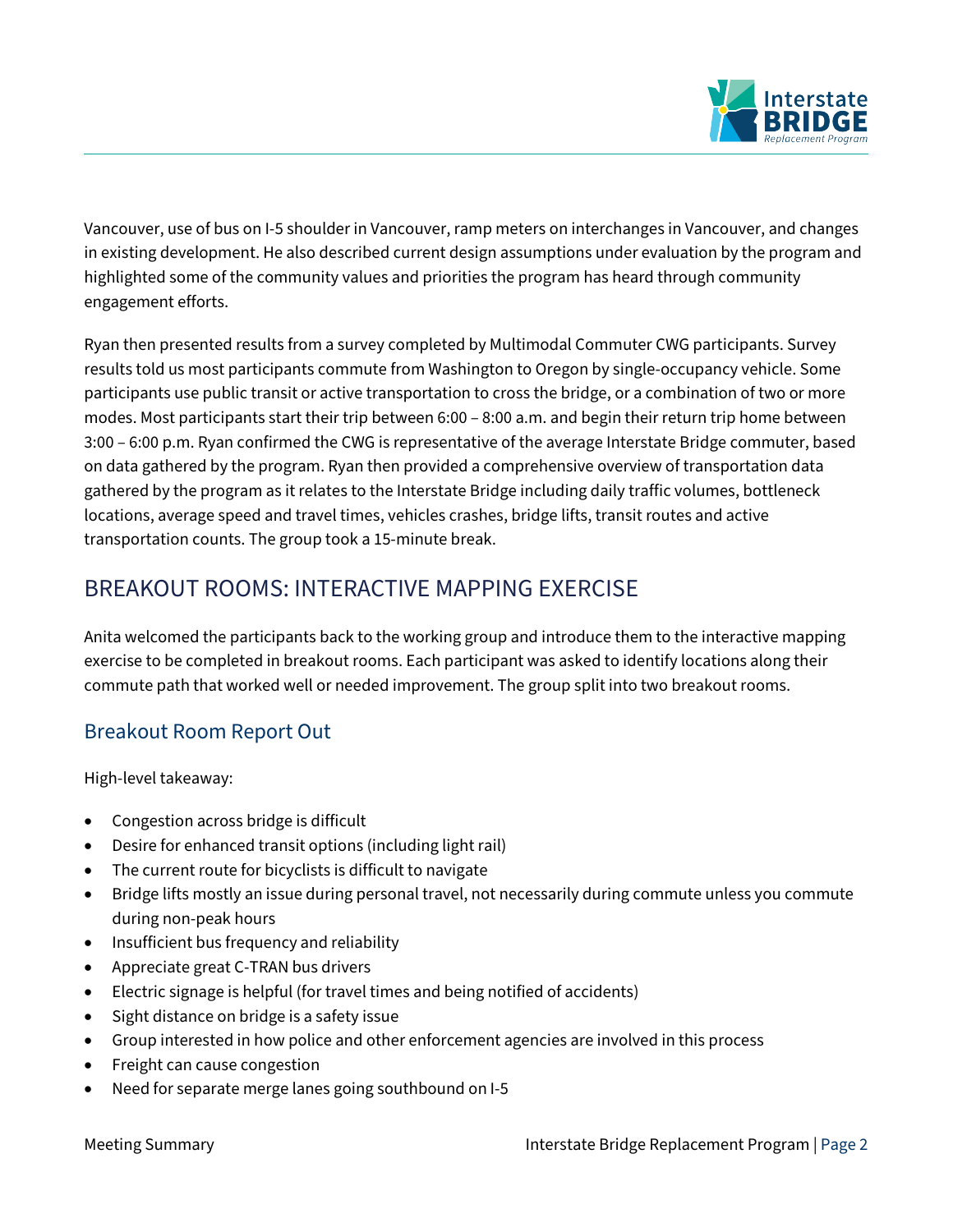Vancouver, use of bus on I-5 shoulder in Vancouver, ramp meters on interchanges in Vancouver, and changes in existing development. He also described current design assumptions under evaluation by the program and highlighted some of the community values and priorities the program has heard through community engagement efforts.

Ryan then presented results from a survey completed by Multimodal Commuter CWG participants. Survey results told us most participants commute from Washington to Oregon by single-occupancy vehicle. Some participants use public transit or active transportation to cross the bridge, or a combination of two or more modes. Most participants start their trip between 6:00 – 8:00 a.m. and begin their return trip home between 3:00 – 6:00 p.m. Ryan confirmed the CWG is representative of the average Interstate Bridge commuter, based on data gathered by the program. Ryan then provided a comprehensive overview of transportation data gathered by the program as it relates to the Interstate Bridge including daily traffic volumes, bottleneck locations, average speed and travel times, vehicles crashes, bridge lifts, transit routes and active transportation counts. The group took a 15-minute break.

## BREAKOUT ROOMS: INTERACTIVE MAPPING EXERCISE

Anita welcomed the participants back to the working group and introduce them to the interactive mapping exercise to be completed in breakout rooms. Each participant was asked to identify locations along their commute path that worked well or needed improvement. The group split into two breakout rooms.

### Breakout Room Report Out

High-level takeaway:

- Congestion across bridge is difficult
- Desire for enhanced transit options (including light rail)
- The current route for bicyclists is difficult to navigate
- Bridge lifts mostly an issue during personal travel, not necessarily during commute unless you commute during non-peak hours
- Insufficient bus frequency and reliability
- Appreciate great C-TRAN bus drivers
- Electric signage is helpful (for travel times and being notified of accidents)
- Sight distance on bridge is a safety issue
- Group interested in how police and other enforcement agencies are involved in this process
- Freight can cause congestion
- Need for separate merge lanes going southbound on I-5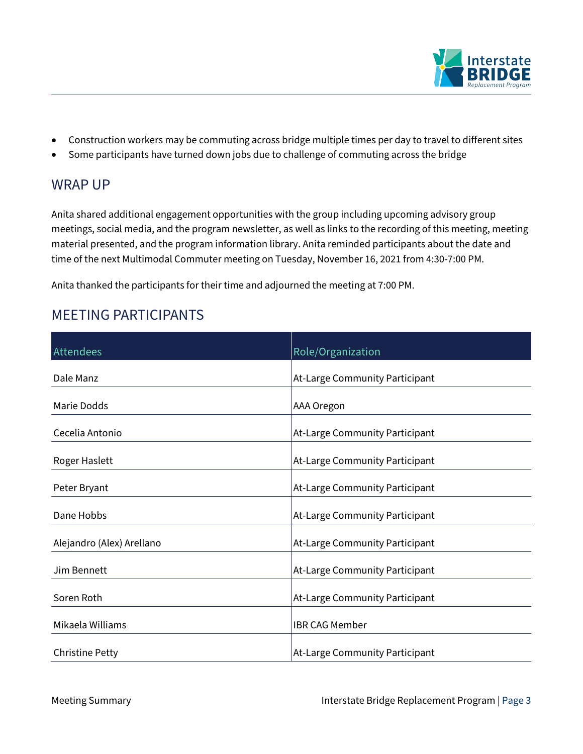- Construction workers may be commuting across bridge multiple times per day to travel to different sites
- Some participants have turned down jobs due to challenge of commuting across the bridge

## WRAP UP

Anita shared additional engagement opportunities with the group including upcoming advisory group meetings, social media, and the program newsletter, as well as links to the recording of this meeting, meeting material presented, and the program information library. Anita reminded participants about the date and time of the next Multimodal Commuter meeting on Tuesday, November 16, 2021 from 4:30-7:00 PM.

Anita thanked the participants for their time and adjourned the meeting at 7:00 PM.

## MEETING PARTICIPANTS

| Attendees | Role/Organization |
|---|---|
| Dale Manz | At-Large Community Participant |
| Marie Dodds | AAA Oregon |
| Cecelia Antonio | At-Large Community Participant |
| Roger Haslett | At-Large Community Participant |
| Peter Bryant | At-Large Community Participant |
| Dane Hobbs | At-Large Community Participant |
| Alejandro (Alex) Arellano | At-Large Community Participant |
| Jim Bennett | At-Large Community Participant |
| Soren Roth | At-Large Community Participant |
| Mikaela Williams | IBR CAG Member |
| Christine Petty | At-Large Community Participant |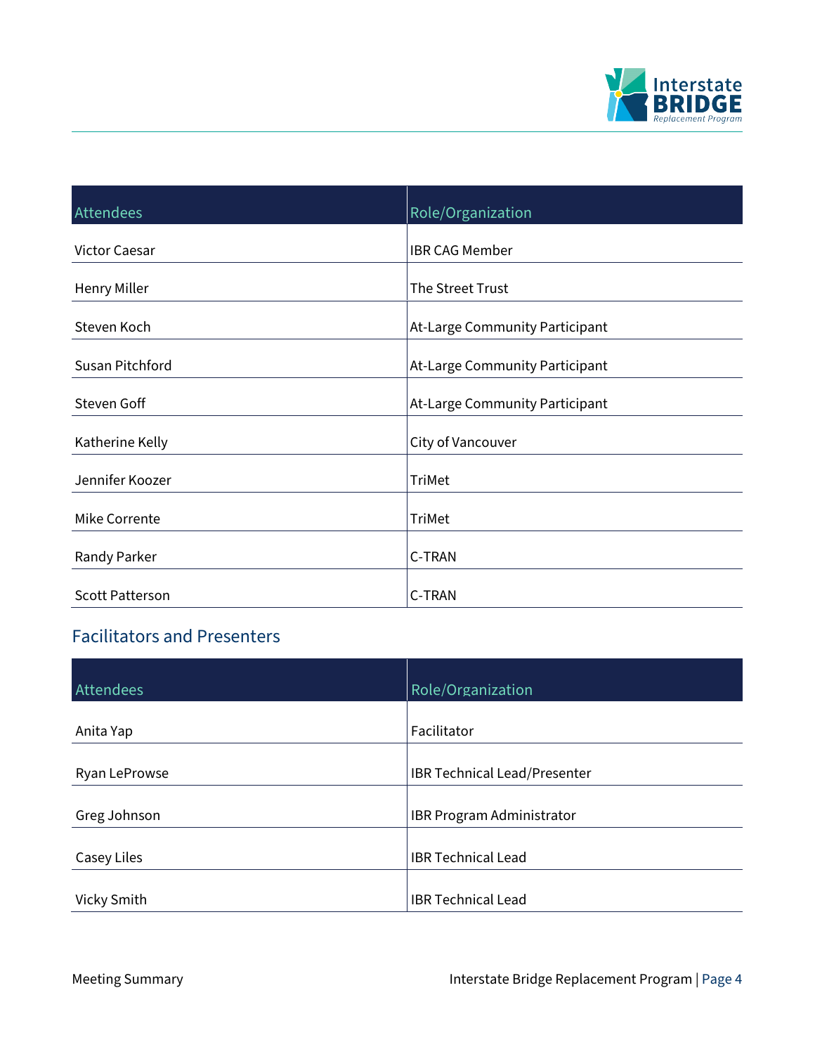| Attendees | Role/Organization |
|---|---|
| Victor Caesar | IBR CAG Member |
| Henry Miller | The Street Trust |
| Steven Koch | At-Large Community Participant |
| Susan Pitchford | At-Large Community Participant |
| Steven Goff | At-Large Community Participant |
| Katherine Kelly | City of Vancouver |
| Jennifer Koozer | TriMet |
| Mike Corrente | TriMet |
| Randy Parker | C-TRAN |
| Scott Patterson | C-TRAN |

## Facilitators and Presenters

| Attendees | Role/Organization |
|---|---|
| Anita Yap | Facilitator |
| Ryan LeProwse | IBR Technical Lead/Presenter |
| Greg Johnson | IBR Program Administrator |
| Casey Liles | IBR Technical Lead |
| Vicky Smith | IBR Technical Lead |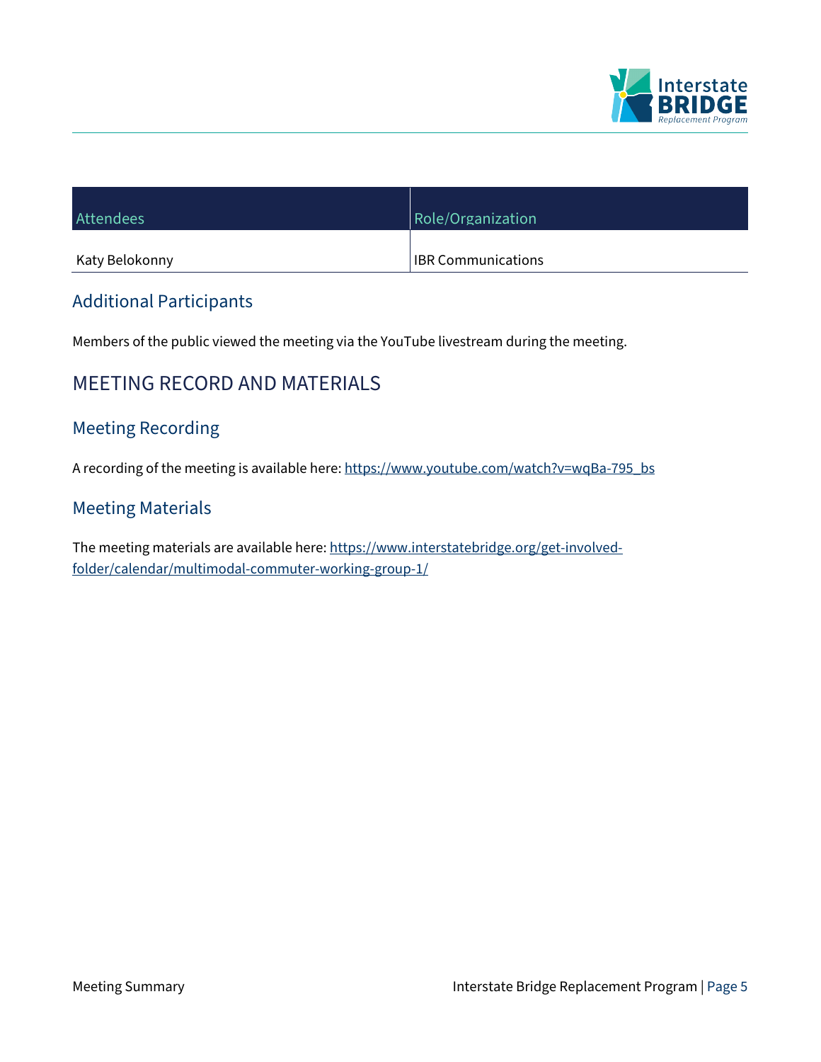| Attendees | Role/Organization |
| --- | --- |
| Katy Belokonny | IBR Communications |

## Additional Participants

Members of the public viewed the meeting via the YouTube livestream during the meeting.

# MEETING RECORD AND MATERIALS

## Meeting Recording

A recording of the meeting is available here: https://www.youtube.com/watch?v=wqBa-795_bs

## Meeting Materials

The meeting materials are available here: https://www.interstatebridge.org/get-involved-folder/calendar/multimodal-commuter-working-group-1/